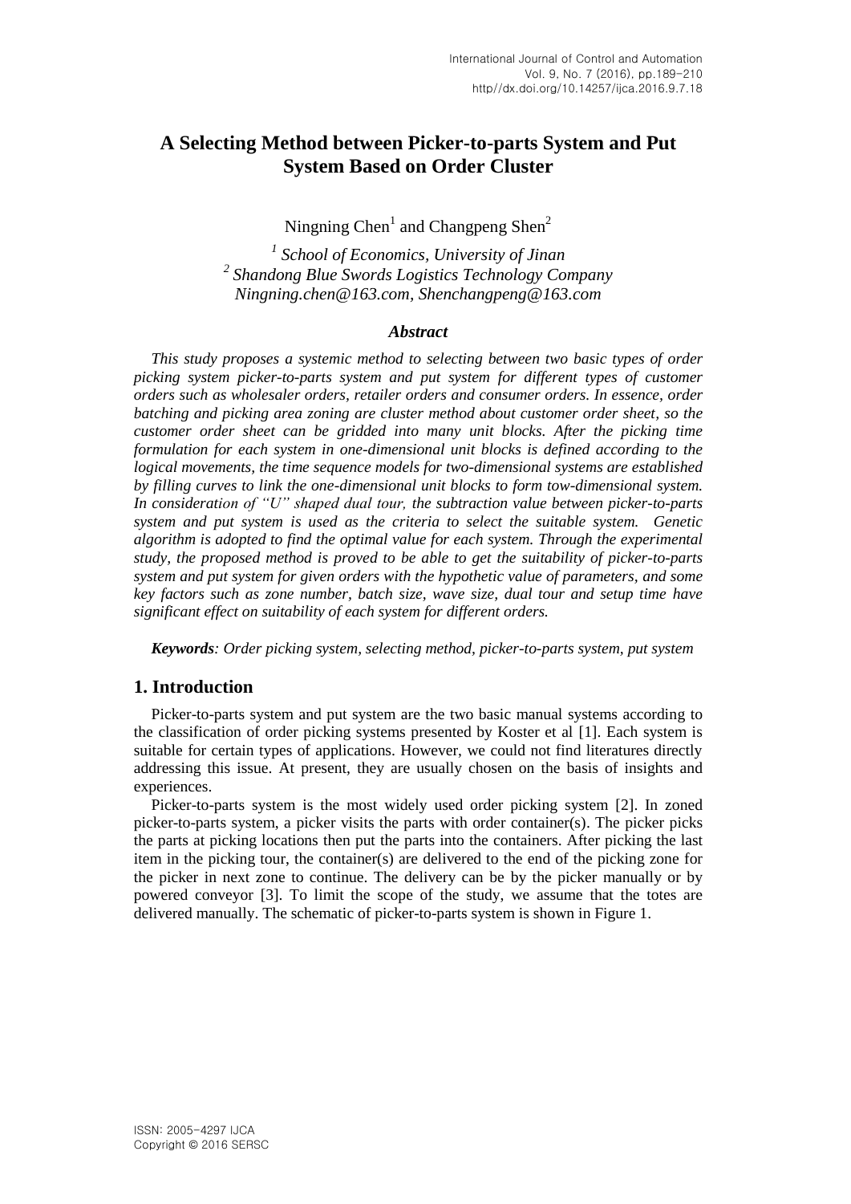# A Selecting Method between Picker-to-parts System and Put System Based on Order Cluster

Ningning Chen[1] and Changpeng Shen[2]

[1] *School of Economics, University of Jinan*
[2] *Shandong Blue Swords Logistics Technology Company*
*Ningning.chen@163.com, Shenchangpeng@163.com*

### *Abstract*

*This study proposes a systemic method to selecting between two basic types of order picking system picker-to-parts system and put system for different types of customer orders such as wholesaler orders, retailer orders and consumer orders. In essence, order batching and picking area zoning are cluster method about customer order sheet, so the customer order sheet can be gridded into many unit blocks. After the picking time formulation for each system in one-dimensional unit blocks is defined according to the logical movements, the time sequence models for two-dimensional systems are established by filling curves to link the one-dimensional unit blocks to form tow-dimensional system. In consideration of "U" shaped dual tour, the subtraction value between picker-to-parts system and put system is used as the criteria to select the suitable system. Genetic algorithm is adopted to find the optimal value for each system. Through the experimental study, the proposed method is proved to be able to get the suitability of picker-to-parts system and put system for given orders with the hypothetic value of parameters, and some key factors such as zone number, batch size, wave size, dual tour and setup time have significant effect on suitability of each system for different orders.*

***Keywords**: Order picking system, selecting method, picker-to-parts system, put system*

## 1. Introduction

Picker-to-parts system and put system are the two basic manual systems according to the classification of order picking systems presented by Koster et al [1]. Each system is suitable for certain types of applications. However, we could not find literatures directly addressing this issue. At present, they are usually chosen on the basis of insights and experiences.

Picker-to-parts system is the most widely used order picking system [2]. In zoned picker-to-parts system, a picker visits the parts with order container(s). The picker picks the parts at picking locations then put the parts into the containers. After picking the last item in the picking tour, the container(s) are delivered to the end of the picking zone for the picker in next zone to continue. The delivery can be by the picker manually or by powered conveyor [3]. To limit the scope of the study, we assume that the totes are delivered manually. The schematic of picker-to-parts system is shown in Figure 1.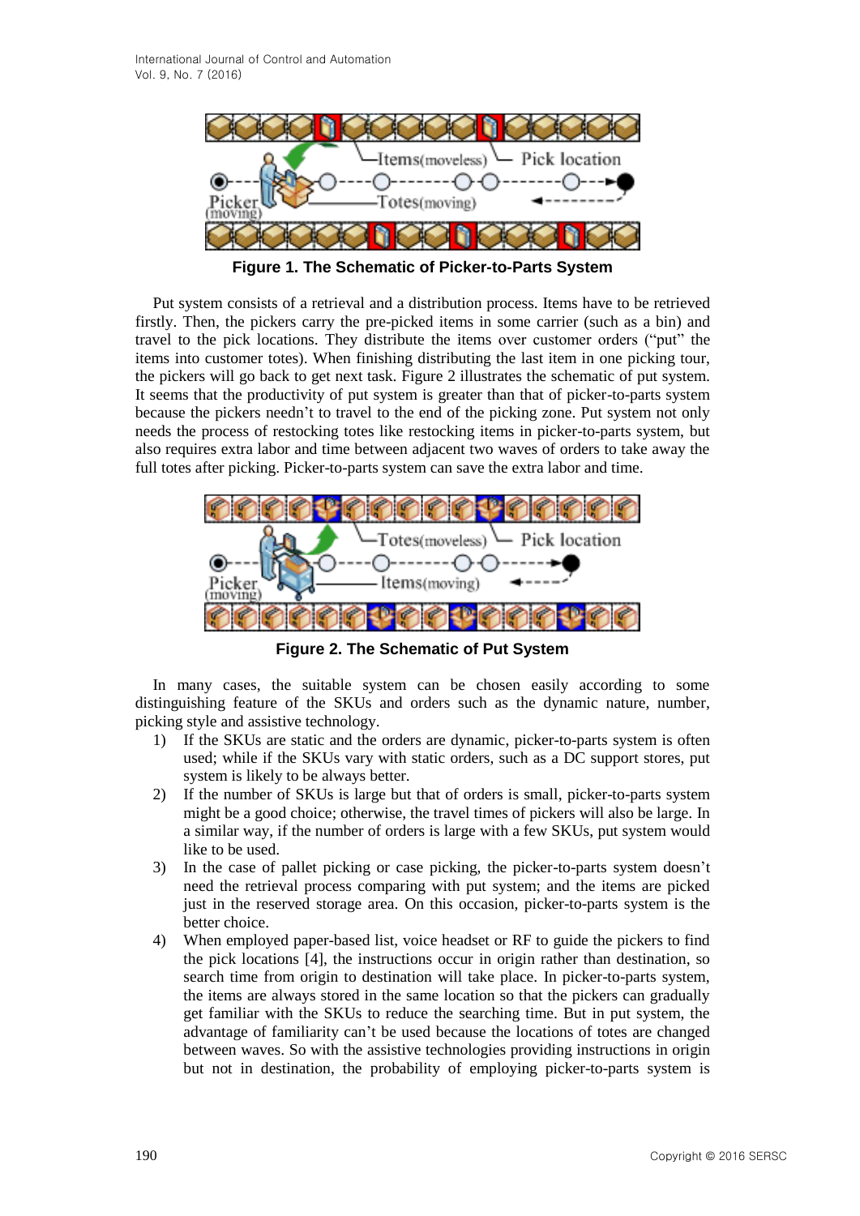**Figure 1. The Schematic of Picker-to-Parts System**

Put system consists of a retrieval and a distribution process. Items have to be retrieved firstly. Then, the pickers carry the pre-picked items in some carrier (such as a bin) and travel to the pick locations. They distribute the items over customer orders ("put" the items into customer totes). When finishing distributing the last item in one picking tour, the pickers will go back to get next task. Figure 2 illustrates the schematic of put system. It seems that the productivity of put system is greater than that of picker-to-parts system because the pickers needn't to travel to the end of the picking zone. Put system not only needs the process of restocking totes like restocking items in picker-to-parts system, but also requires extra labor and time between adjacent two waves of orders to take away the full totes after picking. Picker-to-parts system can save the extra labor and time.

**Figure 2. The Schematic of Put System**

In many cases, the suitable system can be chosen easily according to some distinguishing feature of the SKUs and orders such as the dynamic nature, number, picking style and assistive technology.

1) If the SKUs are static and the orders are dynamic, picker-to-parts system is often used; while if the SKUs vary with static orders, such as a DC support stores, put system is likely to be always better.
2) If the number of SKUs is large but that of orders is small, picker-to-parts system might be a good choice; otherwise, the travel times of pickers will also be large. In a similar way, if the number of orders is large with a few SKUs, put system would like to be used.
3) In the case of pallet picking or case picking, the picker-to-parts system doesn't need the retrieval process comparing with put system; and the items are picked just in the reserved storage area. On this occasion, picker-to-parts system is the better choice.
4) When employed paper-based list, voice headset or RF to guide the pickers to find the pick locations [4], the instructions occur in origin rather than destination, so search time from origin to destination will take place. In picker-to-parts system, the items are always stored in the same location so that the pickers can gradually get familiar with the SKUs to reduce the searching time. But in put system, the advantage of familiarity can't be used because the locations of totes are changed between waves. So with the assistive technologies providing instructions in origin but not in destination, the probability of employing picker-to-parts system is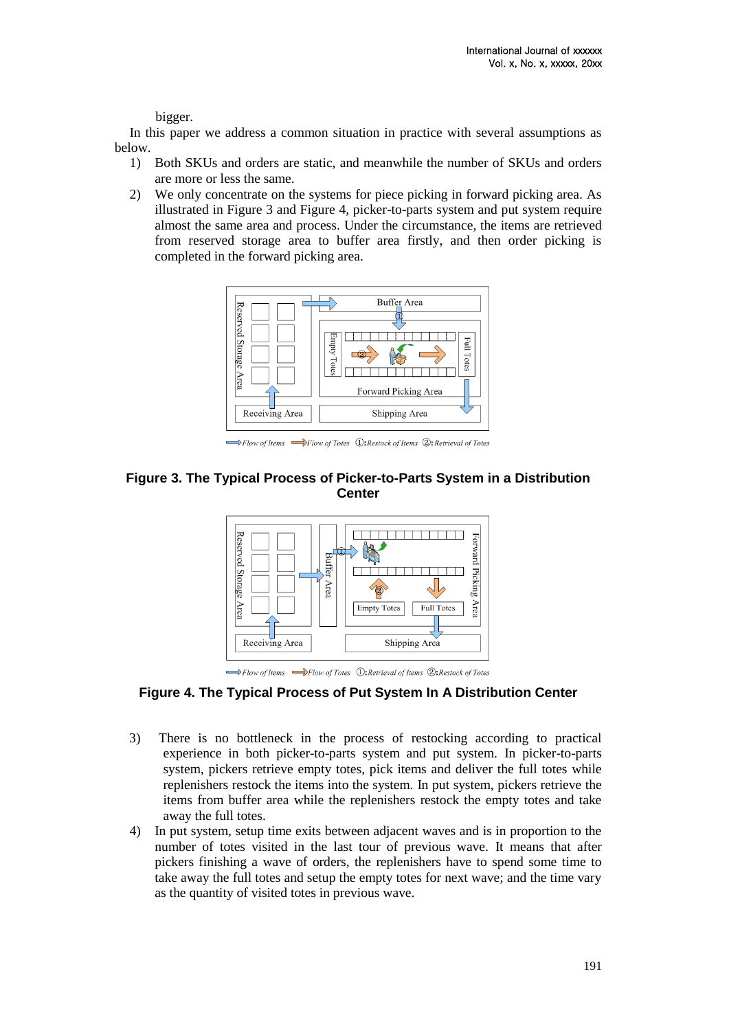bigger.

In this paper we address a common situation in practice with several assumptions as below.

1) Both SKUs and orders are static, and meanwhile the number of SKUs and orders are more or less the same.
2) We only concentrate on the systems for piece picking in forward picking area. As illustrated in Figure 3 and Figure 4, picker-to-parts system and put system require almost the same area and process. Under the circumstance, the items are retrieved from reserved storage area to buffer area firstly, and then order picking is completed in the forward picking area.

**Figure 3. The Typical Process of Picker-to-Parts System in a Distribution Center**

**Figure 4. The Typical Process of Put System In A Distribution Center**

3) There is no bottleneck in the process of restocking according to practical experience in both picker-to-parts system and put system. In picker-to-parts system, pickers retrieve empty totes, pick items and deliver the full totes while replenishers restock the items into the system. In put system, pickers retrieve the items from buffer area while the replenishers restock the empty totes and take away the full totes.
4) In put system, setup time exits between adjacent waves and is in proportion to the number of totes visited in the last tour of previous wave. It means that after pickers finishing a wave of orders, the replenishers have to spend some time to take away the full totes and setup the empty totes for next wave; and the time vary as the quantity of visited totes in previous wave.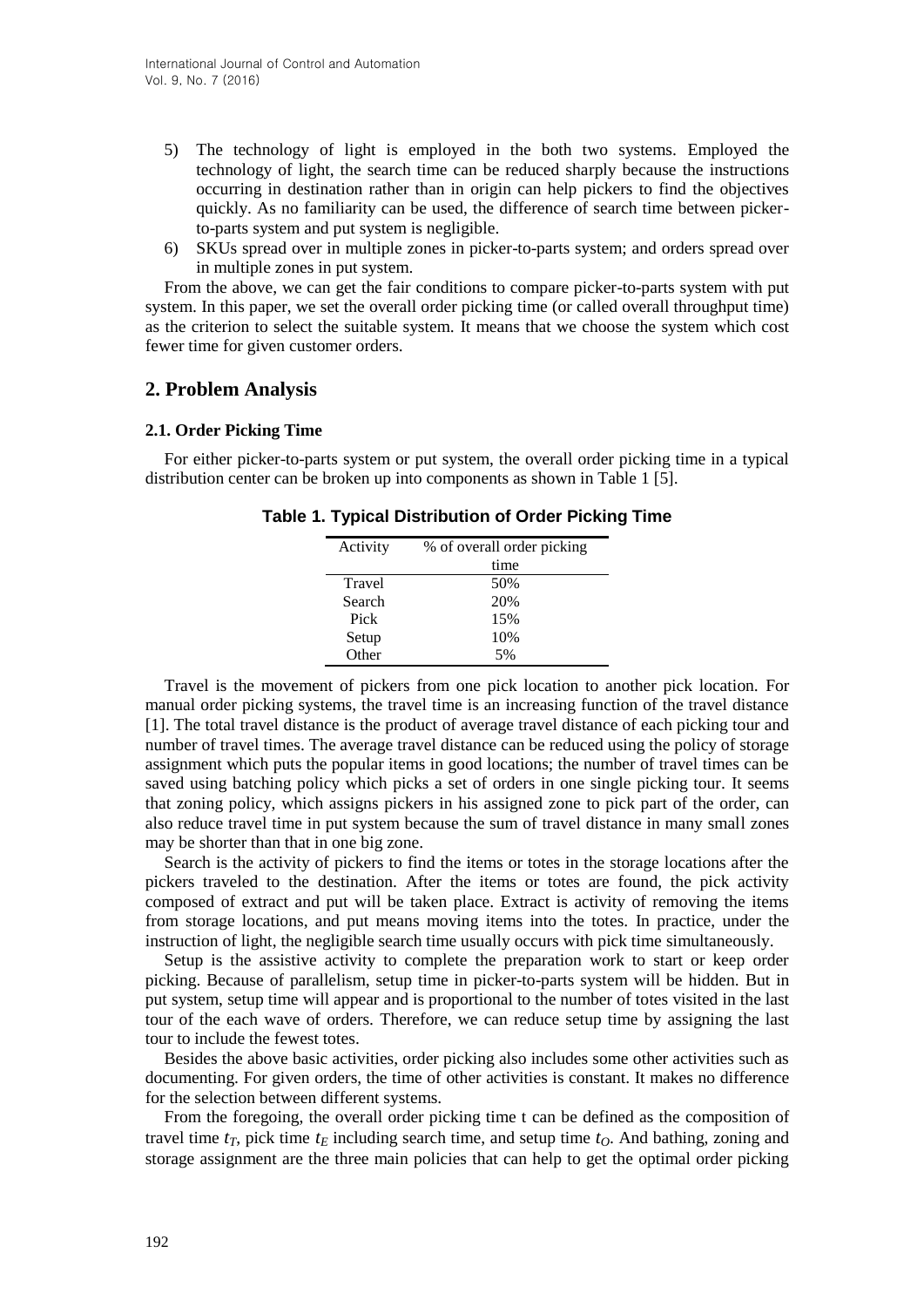5) The technology of light is employed in the both two systems. Employed the technology of light, the search time can be reduced sharply because the instructions occurring in destination rather than in origin can help pickers to find the objectives quickly. As no familiarity can be used, the difference of search time between picker-to-parts system and put system is negligible.
6) SKUs spread over in multiple zones in picker-to-parts system; and orders spread over in multiple zones in put system.

From the above, we can get the fair conditions to compare picker-to-parts system with put system. In this paper, we set the overall order picking time (or called overall throughput time) as the criterion to select the suitable system. It means that we choose the system which cost fewer time for given customer orders.

## 2. Problem Analysis

### 2.1. Order Picking Time

For either picker-to-parts system or put system, the overall order picking time in a typical distribution center can be broken up into components as shown in Table 1 [5].

**Table 1. Typical Distribution of Order Picking Time**

| Activity | % of overall order picking time |
|---|---|
| Travel | 50% |
| Search | 20% |
| Pick | 15% |
| Setup | 10% |
| Other | 5% |

Travel is the movement of pickers from one pick location to another pick location. For manual order picking systems, the travel time is an increasing function of the travel distance [1]. The total travel distance is the product of average travel distance of each picking tour and number of travel times. The average travel distance can be reduced using the policy of storage assignment which puts the popular items in good locations; the number of travel times can be saved using batching policy which picks a set of orders in one single picking tour. It seems that zoning policy, which assigns pickers in his assigned zone to pick part of the order, can also reduce travel time in put system because the sum of travel distance in many small zones may be shorter than that in one big zone.

Search is the activity of pickers to find the items or totes in the storage locations after the pickers traveled to the destination. After the items or totes are found, the pick activity composed of extract and put will be taken place. Extract is activity of removing the items from storage locations, and put means moving items into the totes. In practice, under the instruction of light, the negligible search time usually occurs with pick time simultaneously.

Setup is the assistive activity to complete the preparation work to start or keep order picking. Because of parallelism, setup time in picker-to-parts system will be hidden. But in put system, setup time will appear and is proportional to the number of totes visited in the last tour of the each wave of orders. Therefore, we can reduce setup time by assigning the last tour to include the fewest totes.

Besides the above basic activities, order picking also includes some other activities such as documenting. For given orders, the time of other activities is constant. It makes no difference for the selection between different systems.

From the foregoing, the overall order picking time t can be defined as the composition of travel time $t_T$, pick time $t_E$ including search time, and setup time $t_O$. And bathing, zoning and storage assignment are the three main policies that can help to get the optimal order picking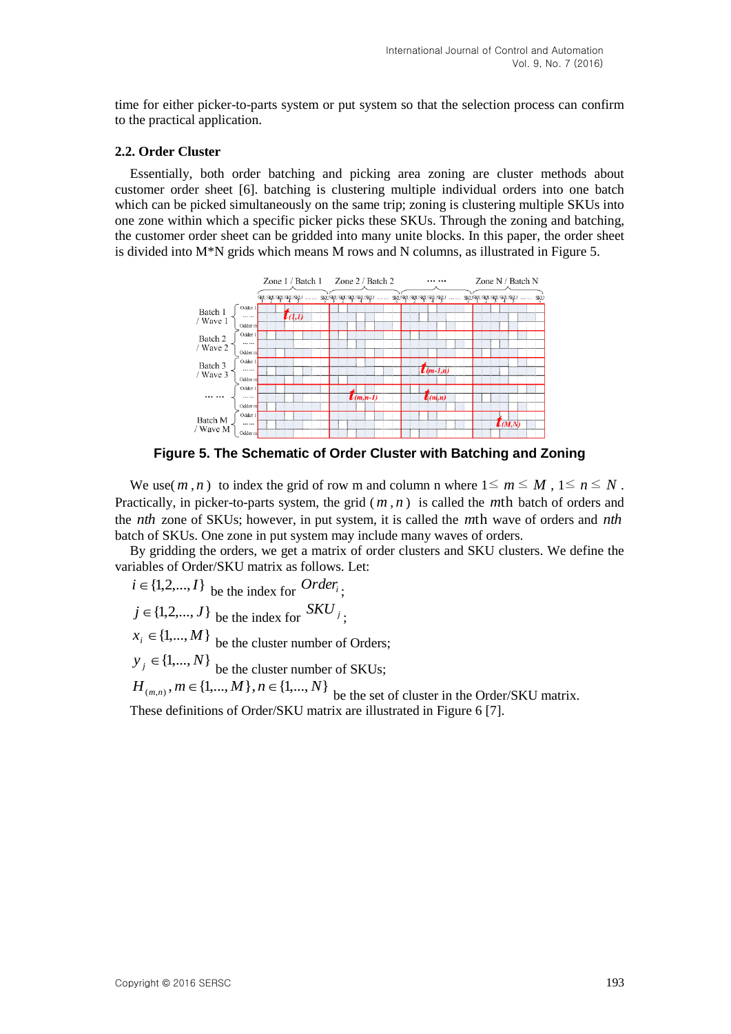time for either picker-to-parts system or put system so that the selection process can confirm to the practical application.

### 2.2. Order Cluster

Essentially, both order batching and picking area zoning are cluster methods about customer order sheet [6]. batching is clustering multiple individual orders into one batch which can be picked simultaneously on the same trip; zoning is clustering multiple SKUs into one zone within which a specific picker picks these SKUs. Through the zoning and batching, the customer order sheet can be gridded into many unite blocks. In this paper, the order sheet is divided into M*N grids which means M rows and N columns, as illustrated in Figure 5.

**Figure 5. The Schematic of Order Cluster with Batching and Zoning**

We use( $m,n$ ) to index the grid of row m and column n where $1 \le m \le M$ , $1 \le n \le N$ . Practically, in picker-to-parts system, the grid ( $m,n$ ) is called the $m$th batch of orders and the $nth$ zone of SKUs; however, in put system, it is called the $m$th wave of orders and $nth$ batch of SKUs. One zone in put system may include many waves of orders.

By gridding the orders, we get a matrix of order clusters and SKU clusters. We define the variables of Order/SKU matrix as follows. Let:

$i \in \{1,2,...,I\}$ be the index for $Order_i$;

$j \in \{1,2,...,J\}$ be the index for $SKU_j$;

$x_i \in \{1,...,M\}$ be the cluster number of Orders;

$y_j \in \{1,...,N\}$ be the cluster number of SKUs;

$H_{(m,n)}, m \in \{1,...,M\}, n \in \{1,...,N\}$ be the set of cluster in the Order/SKU matrix.

These definitions of Order/SKU matrix are illustrated in Figure 6 [7].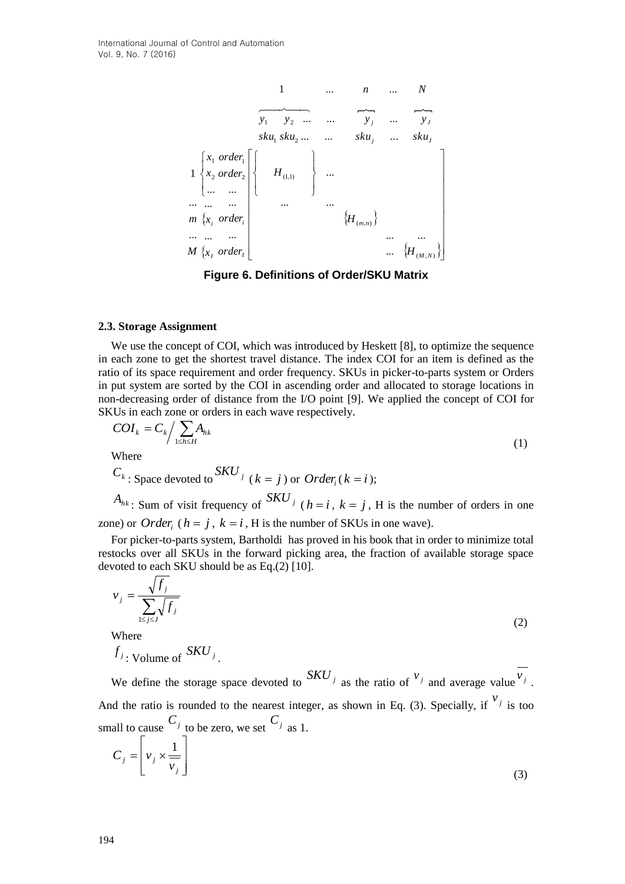$$
\begin{array}{c}
\begin{array}{ccccc} 1 & \dots & n & \dots & N \end{array} \\
\begin{array}{ccccc} \overbrace{y_1 \quad y_2 \quad \dots} & \dots & \overbrace{y_j} & \dots & \overbrace{y_J} \end{array} \\
\begin{array}{ccccc} sku_1\ sku_2 \dots & \dots & sku_j & \dots & sku_J \end{array}
\end{array}
$$

$$
\begin{array}{l}
1 \left\{ \begin{array}{l} x_1\ order_1 \\ x_2\ order_2 \\ \dots\ \dots \end{array} \right. \\
\dots\ \dots\ \dots \\
m\ \{x_i\ order_i \\
\dots\ \dots\ \dots \\
M\ \{x_I\ order_I
\end{array}
\left[ \begin{array}{ccccc}
\left\{ \quad H_{(1,1)} \quad \right\} & \dots & & & \\
\dots & \dots & & & \\
 & & \{H_{(m,n)}\} & & \\
 & & & \dots & \dots \\
 & & & \dots & \{H_{(M,N)}\}
\end{array} \right]
$$

**Figure 6. Definitions of Order/SKU Matrix**

### 2.3. Storage Assignment

We use the concept of COI, which was introduced by Heskett [8], to optimize the sequence in each zone to get the shortest travel distance. The index COI for an item is defined as the ratio of its space requirement and order frequency. SKUs in picker-to-parts system or Orders in put system are sorted by the COI in ascending order and allocated to storage locations in non-decreasing order of distance from the I/O point [9]. We applied the concept of COI for SKUs in each zone or orders in each wave respectively.

$$
COI_k = C_k \Big/ \sum_{1 \le h \le H} A_{hk} \tag{1}
$$

Where

$C_k$: Space devoted to $SKU_j$ ($k = j$) or $Order_i$ ($k = i$);

$A_{hk}$: Sum of visit frequency of $SKU_j$ ($h = i$, $k = j$, H is the number of orders in one zone) or $Order_i$ ($h = j$, $k = i$, H is the number of SKUs in one wave).

For picker-to-parts system, Bartholdi has proved in his book that in order to minimize total restocks over all SKUs in the forward picking area, the fraction of available storage space devoted to each SKU should be as Eq.(2) [10].

$$
v_j = \frac{\sqrt{f_j}}{\sum_{1 \le j \le J} \sqrt{f_j}} \tag{2}
$$

Where

$f_j$: Volume of $SKU_j$.

We define the storage space devoted to $SKU_j$ as the ratio of $v_j$ and average value $\overline{v_j}$. And the ratio is rounded to the nearest integer, as shown in Eq. (3). Specially, if $v_j$ is too small to cause $C_j$ to be zero, we set $C_j$ as 1.

$$
C_j = \left[ v_j \times \frac{1}{\overline{v_j}} \right] \tag{3}
$$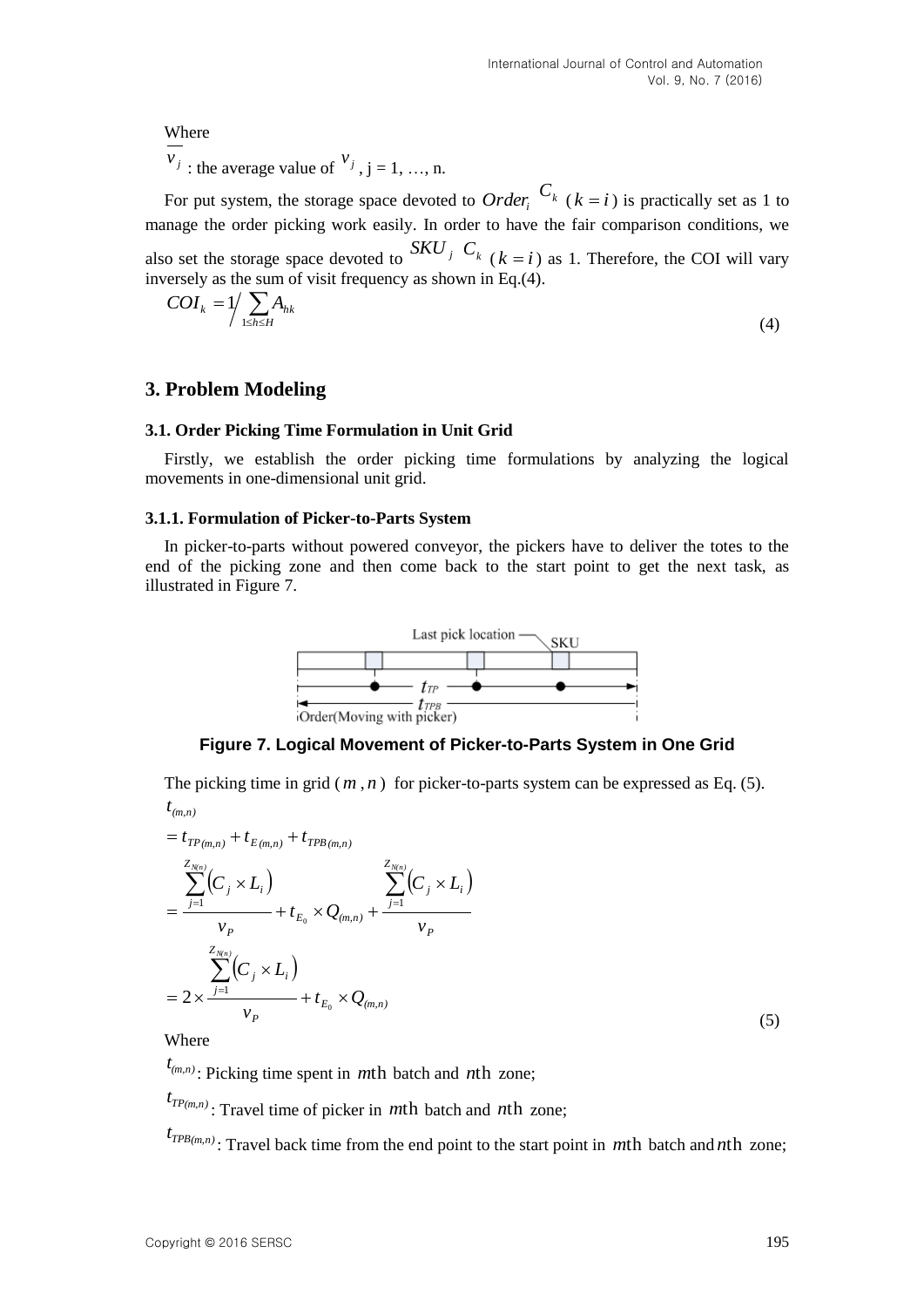Where

$\overline{v_j}$ : the average value of $v_j$ , j = 1, …, n.

For put system, the storage space devoted to $Order_i$ $C_k$ ($k = i$) is practically set as 1 to manage the order picking work easily. In order to have the fair comparison conditions, we also set the storage space devoted to $SKU_j$ $C_k$ ($k = i$) as 1. Therefore, the COI will vary inversely as the sum of visit frequency as shown in Eq.(4).

$$COI_k = 1 \Big/ \sum_{1 \le h \le H} A_{hk} \tag{4}$$

## 3. Problem Modeling

### 3.1. Order Picking Time Formulation in Unit Grid

Firstly, we establish the order picking time formulations by analyzing the logical movements in one-dimensional unit grid.

#### 3.1.1. Formulation of Picker-to-Parts System

In picker-to-parts without powered conveyor, the pickers have to deliver the totes to the end of the picking zone and then come back to the start point to get the next task, as illustrated in Figure 7.

**Figure 7. Logical Movement of Picker-to-Parts System in One Grid**

The picking time in grid ($m$ , $n$) for picker-to-parts system can be expressed as Eq. (5).

$$\begin{aligned}
& t_{(m,n)} \\
&= t_{TP(m,n)} + t_{E(m,n)} + t_{TPB(m,n)} \\
&= \frac{\sum_{j=1}^{Z_{N(n)}} \left(C_j \times L_i\right)}{v_P} + t_{E_0} \times Q_{(m,n)} + \frac{\sum_{j=1}^{Z_{N(n)}} \left(C_j \times L_i\right)}{v_P} \\
&= 2 \times \frac{\sum_{j=1}^{Z_{N(n)}} \left(C_j \times L_i\right)}{v_P} + t_{E_0} \times Q_{(m,n)}
\end{aligned} \tag{5}$$

Where

$t_{(m,n)}$: Picking time spent in $m$th batch and $n$th zone;

$t_{TP(m,n)}$: Travel time of picker in $m$th batch and $n$th zone;

$t_{TPB(m,n)}$: Travel back time from the end point to the start point in $m$th batch and $n$th zone;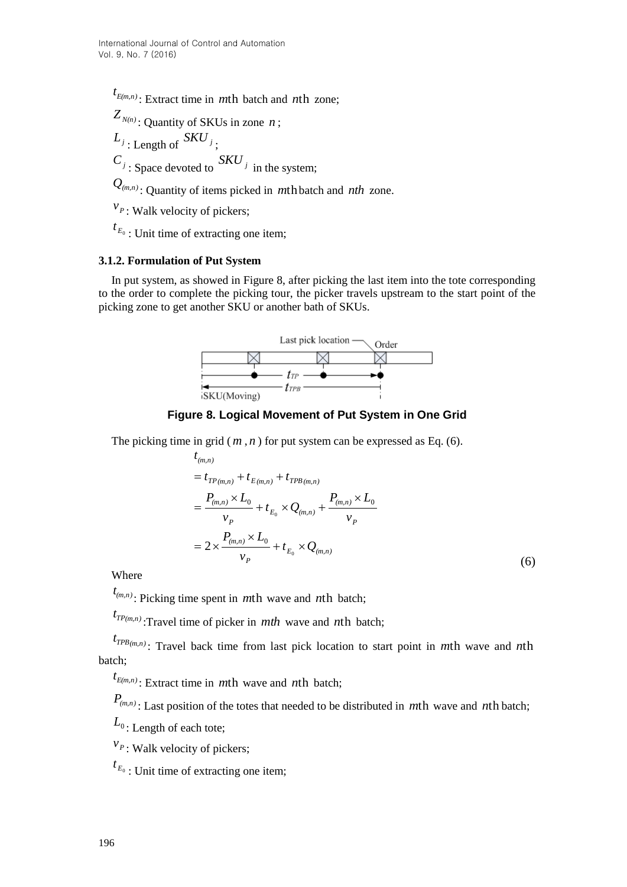$t_{E(m,n)}$: Extract time in $m$th batch and $n$th zone;

$Z_{N(n)}$: Quantity of SKUs in zone $n$;

$L_j$: Length of $SKU_j$;

$C_j$: Space devoted to $SKU_j$ in the system;

$Q_{(m,n)}$: Quantity of items picked in $m$th batch and $nth$ zone.

$v_P$: Walk velocity of pickers;

$t_{E_0}$: Unit time of extracting one item;

#### 3.1.2. Formulation of Put System

In put system, as showed in Figure 8, after picking the last item into the tote corresponding to the order to complete the picking tour, the picker travels upstream to the start point of the picking zone to get another SKU or another bath of SKUs.

**Figure 8. Logical Movement of Put System in One Grid**

The picking time in grid ( $m$ , $n$ ) for put system can be expressed as Eq. (6).

$$
\begin{aligned}
& t_{(m,n)} \\
&= t_{TP(m,n)} + t_{E(m,n)} + t_{TPB(m,n)} \\
&= \frac{P_{(m,n)} \times L_0}{v_P} + t_{E_0} \times Q_{(m,n)} + \frac{P_{(m,n)} \times L_0}{v_P} \\
&= 2 \times \frac{P_{(m,n)} \times L_0}{v_P} + t_{E_0} \times Q_{(m,n)}
\end{aligned} \tag{6}
$$

Where

$t_{(m,n)}$: Picking time spent in $m$th wave and $n$th batch;

$t_{TP(m,n)}$:Travel time of picker in $mth$ wave and $n$th batch;

$t_{TPB(m,n)}$: Travel back time from last pick location to start point in $m$th wave and $n$th batch;

$t_{E(m,n)}$: Extract time in $m$th wave and $n$th batch;

$P_{(m,n)}$: Last position of the totes that needed to be distributed in $m$th wave and $n$th batch;

$L_0$: Length of each tote;

$v_P$: Walk velocity of pickers;

$t_{E_0}$: Unit time of extracting one item;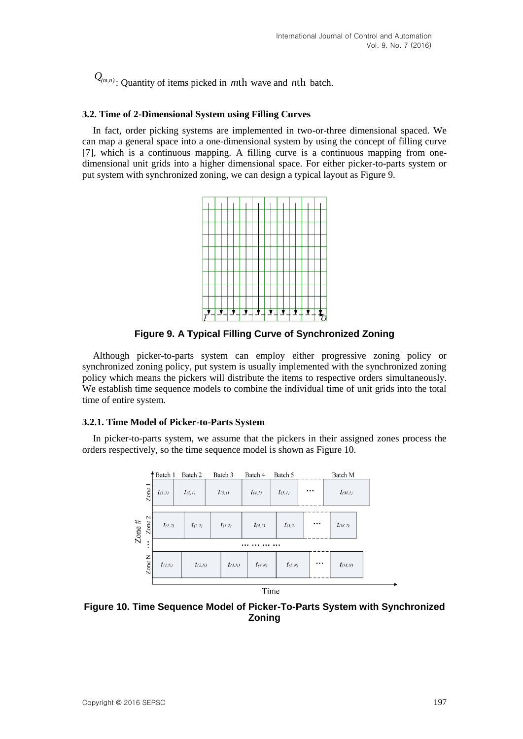$Q_{(m,n)}$: Quantity of items picked in $m$th wave and $n$th batch.

### 3.2. Time of 2-Dimensional System using Filling Curves

In fact, order picking systems are implemented in two-or-three dimensional spaced. We can map a general space into a one-dimensional system by using the concept of filling curve [7], which is a continuous mapping. A filling curve is a continuous mapping from one-dimensional unit grids into a higher dimensional space. For either picker-to-parts system or put system with synchronized zoning, we can design a typical layout as Figure 9.

**Figure 9. A Typical Filling Curve of Synchronized Zoning**

Although picker-to-parts system can employ either progressive zoning policy or synchronized zoning policy, put system is usually implemented with the synchronized zoning policy which means the pickers will distribute the items to respective orders simultaneously. We establish time sequence models to combine the individual time of unit grids into the total time of entire system.

#### 3.2.1. Time Model of Picker-to-Parts System

In picker-to-parts system, we assume that the pickers in their assigned zones process the orders respectively, so the time sequence model is shown as Figure 10.

**Figure 10. Time Sequence Model of Picker-To-Parts System with Synchronized Zoning**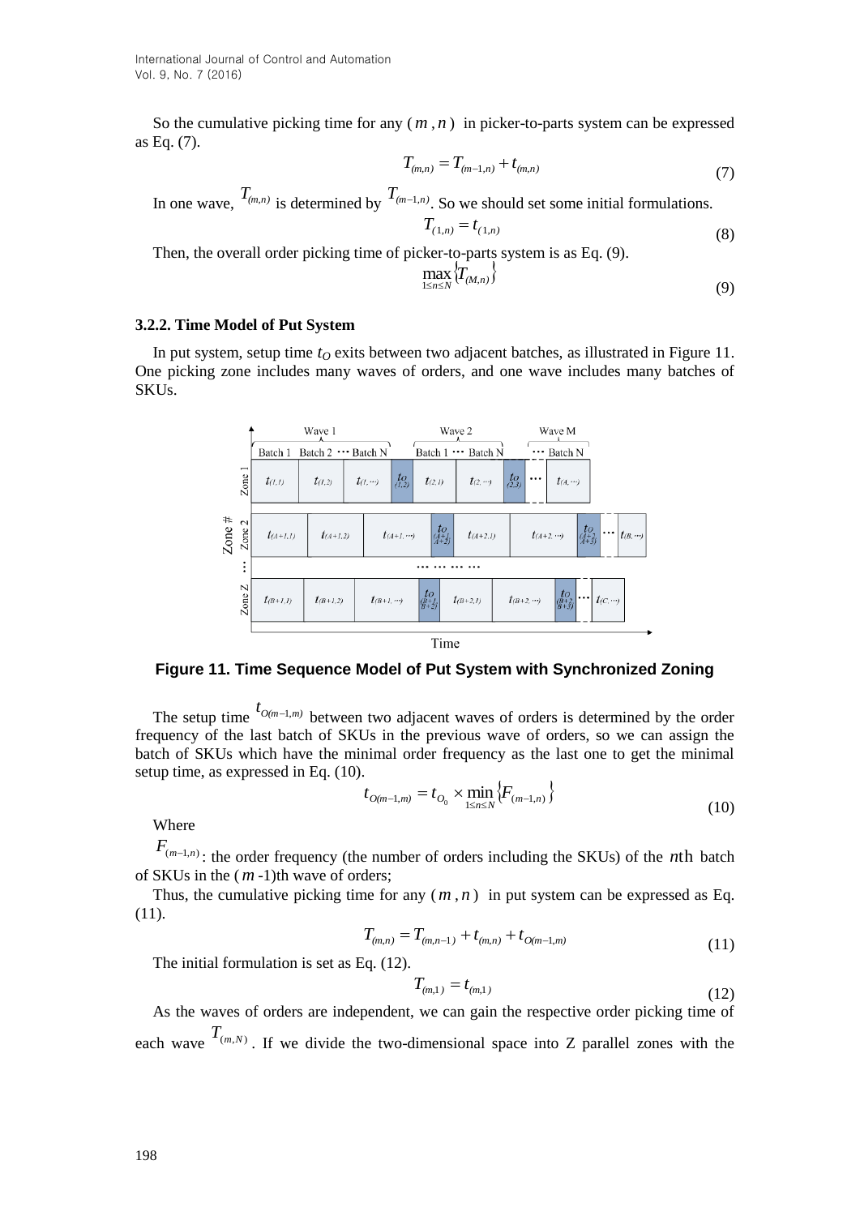So the cumulative picking time for any $(m, n)$ in picker-to-parts system can be expressed as Eq. (7).

$$T_{(m,n)} = T_{(m-1,n)} + t_{(m,n)} \tag{7}$$

In one wave, $T_{(m,n)}$ is determined by $T_{(m-1,n)}$. So we should set some initial formulations.

$$T_{(1,n)} = t_{(1,n)} \tag{8}$$

Then, the overall order picking time of picker-to-parts system is as Eq. (9).

$$\max_{1 \le n \le N} \{T_{(M,n)}\} \tag{9}$$

#### 3.2.2. Time Model of Put System

In put system, setup time $t_O$ exits between two adjacent batches, as illustrated in Figure 11. One picking zone includes many waves of orders, and one wave includes many batches of SKUs.

**Figure 11. Time Sequence Model of Put System with Synchronized Zoning**

The setup time $t_{O(m-1,m)}$ between two adjacent waves of orders is determined by the order frequency of the last batch of SKUs in the previous wave of orders, so we can assign the batch of SKUs which have the minimal order frequency as the last one to get the minimal setup time, as expressed in Eq. (10).

$$t_{O(m-1,m)} = t_{O_0} \times \min_{1 \le n \le N} \{F_{(m-1,n)}\} \tag{10}$$

Where

$F_{(m-1,n)}$: the order frequency (the number of orders including the SKUs) of the $n$th batch of SKUs in the $(m$ -1)th wave of orders;

Thus, the cumulative picking time for any $(m, n)$ in put system can be expressed as Eq. (11).

$$T_{(m,n)} = T_{(m,n-1)} + t_{(m,n)} + t_{O(m-1,m)} \tag{11}$$

The initial formulation is set as Eq. (12).

$$T_{(m,1)} = t_{(m,1)} \tag{12}$$

As the waves of orders are independent, we can gain the respective order picking time of each wave $T_{(m,N)}$. If we divide the two-dimensional space into Z parallel zones with the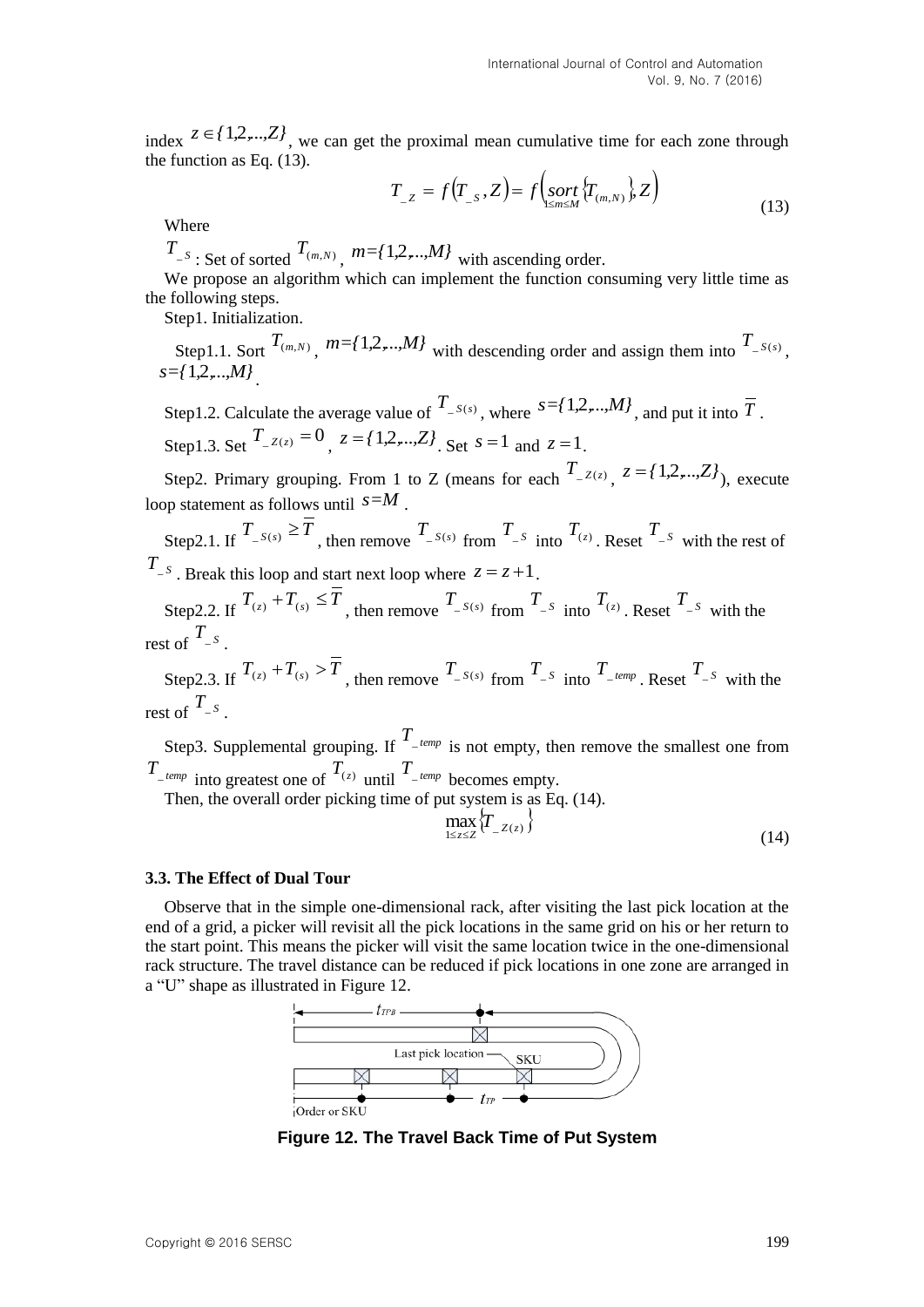index $z \in \{1,2,...,Z\}$, we can get the proximal mean cumulative time for each zone through the function as Eq. (13).

$$T_{-Z} = f(T_{-S}, Z) = f\left(\underset{1 \le m \le M}{sort}\{T_{(m,N)}\}, Z\right) \tag{13}$$

Where

$T_{-S}$ : Set of sorted $T_{(m,N)}$, $m=\{1,2,...,M\}$ with ascending order.

We propose an algorithm which can implement the function consuming very little time as the following steps.

Step1. Initialization.

Step1.1. Sort $T_{(m,N)}$, $m=\{1,2,...,M\}$ with descending order and assign them into $T_{-S(s)}$, $s=\{1,2,...,M\}$.

Step1.2. Calculate the average value of $T_{-S(s)}$, where $s=\{1,2,...,M\}$, and put it into $\overline{T}$.

Step1.3. Set $T_{-Z(z)} = 0$, $z=\{1,2,...,Z\}$. Set $s=1$ and $z=1$.

Step2. Primary grouping. From 1 to Z (means for each $T_{-Z(z)}$, $z=\{1,2,...,Z\}$), execute loop statement as follows until $s=M$.

Step2.1. If $T_{-S(s)} \ge \overline{T}$, then remove $T_{-S(s)}$ from $T_{-S}$ into $T_{(z)}$. Reset $T_{-S}$ with the rest of $T_{-S}$. Break this loop and start next loop where $z = z+1$.

Step2.2. If $T_{(z)} + T_{(s)} \le \overline{T}$, then remove $T_{-S(s)}$ from $T_{-S}$ into $T_{(z)}$. Reset $T_{-S}$ with the rest of $T_{-S}$.

Step2.3. If $T_{(z)} + T_{(s)} > \overline{T}$, then remove $T_{-S(s)}$ from $T_{-S}$ into $T_{-temp}$. Reset $T_{-S}$ with the rest of $T_{-S}$.

Step3. Supplemental grouping. If $T_{-temp}$ is not empty, then remove the smallest one from $T_{-temp}$ into greatest one of $T_{(z)}$ until $T_{-temp}$ becomes empty.

Then, the overall order picking time of put system is as Eq. (14).

$$\max_{1 \le z \le Z}\{T_{-Z(z)}\} \tag{14}$$

### 3.3. The Effect of Dual Tour

Observe that in the simple one-dimensional rack, after visiting the last pick location at the end of a grid, a picker will revisit all the pick locations in the same grid on his or her return to the start point. This means the picker will visit the same location twice in the one-dimensional rack structure. The travel distance can be reduced if pick locations in one zone are arranged in a "U" shape as illustrated in Figure 12.

**Figure 12. The Travel Back Time of Put System**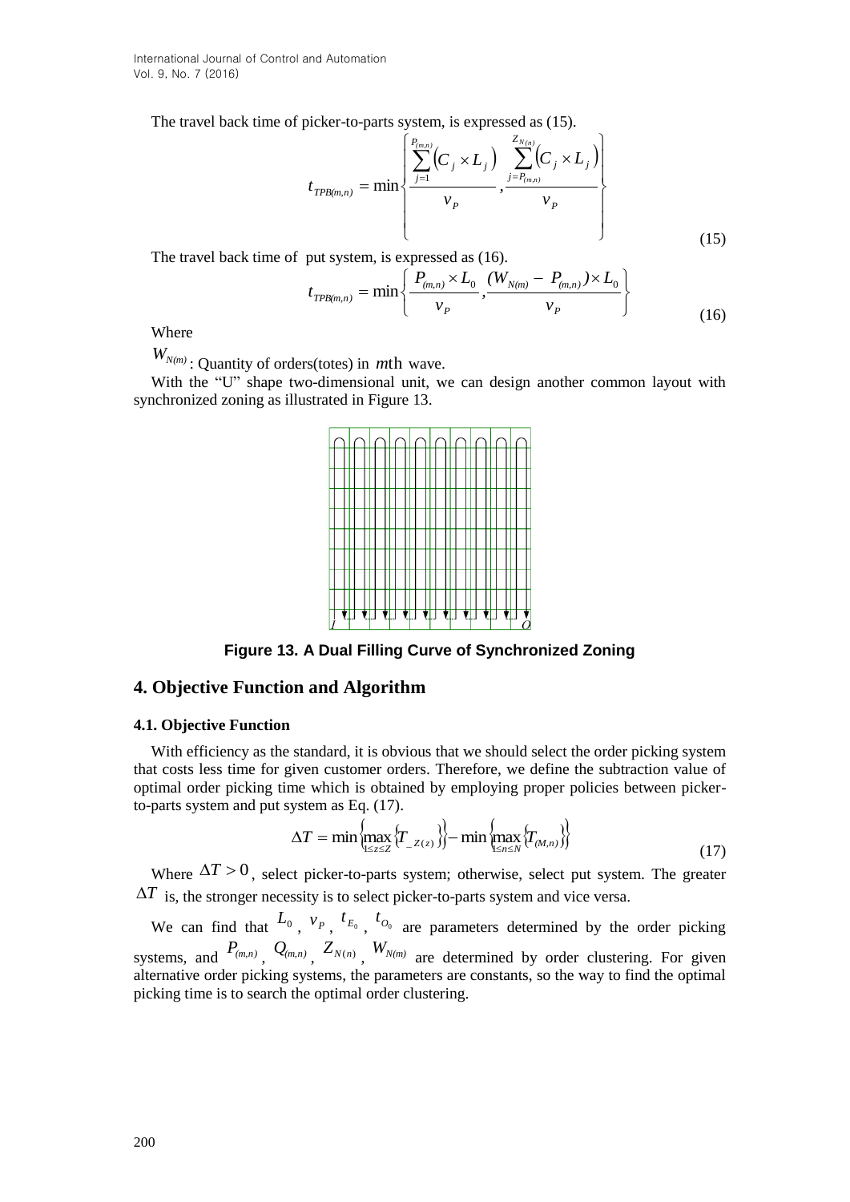The travel back time of picker-to-parts system, is expressed as (15).

$$t_{TPB(m,n)} = \min\left\{ \frac{\sum_{j=1}^{P_{(m,n)}} \left(C_j \times L_j\right)}{v_P}, \frac{\sum_{j=P_{(m,n)}}^{Z_{N(n)}} \left(C_j \times L_j\right)}{v_P} \right\} \tag{15}$$

The travel back time of put system, is expressed as (16).

$$t_{TPB(m,n)} = \min\left\{ \frac{P_{(m,n)} \times L_0}{v_P}, \frac{(W_{N(m)} - P_{(m,n)}) \times L_0}{v_P} \right\} \tag{16}$$

Where

$W_{N(m)}$: Quantity of orders(totes) in $m$th wave.

With the "U" shape two-dimensional unit, we can design another common layout with synchronized zoning as illustrated in Figure 13.

**Figure 13. A Dual Filling Curve of Synchronized Zoning**

## 4. Objective Function and Algorithm

### 4.1. Objective Function

With efficiency as the standard, it is obvious that we should select the order picking system that costs less time for given customer orders. Therefore, we define the subtraction value of optimal order picking time which is obtained by employing proper policies between picker-to-parts system and put system as Eq. (17).

$$\Delta T = \min\left\{ \max_{1 \le z \le Z} \left\{ T_{\_Z(z)} \right\} \right\} - \min\left\{ \max_{1 \le n \le N} \left\{ T_{(M,n)} \right\} \right\} \tag{17}$$

Where $\Delta T > 0$, select picker-to-parts system; otherwise, select put system. The greater $\Delta T$ is, the stronger necessity is to select picker-to-parts system and vice versa.

We can find that $L_0$, $v_P$, $t_{E_0}$, $t_{O_0}$ are parameters determined by the order picking systems, and $P_{(m,n)}$, $Q_{(m,n)}$, $Z_{N(n)}$, $W_{N(m)}$ are determined by order clustering. For given alternative order picking systems, the parameters are constants, so the way to find the optimal picking time is to search the optimal order clustering.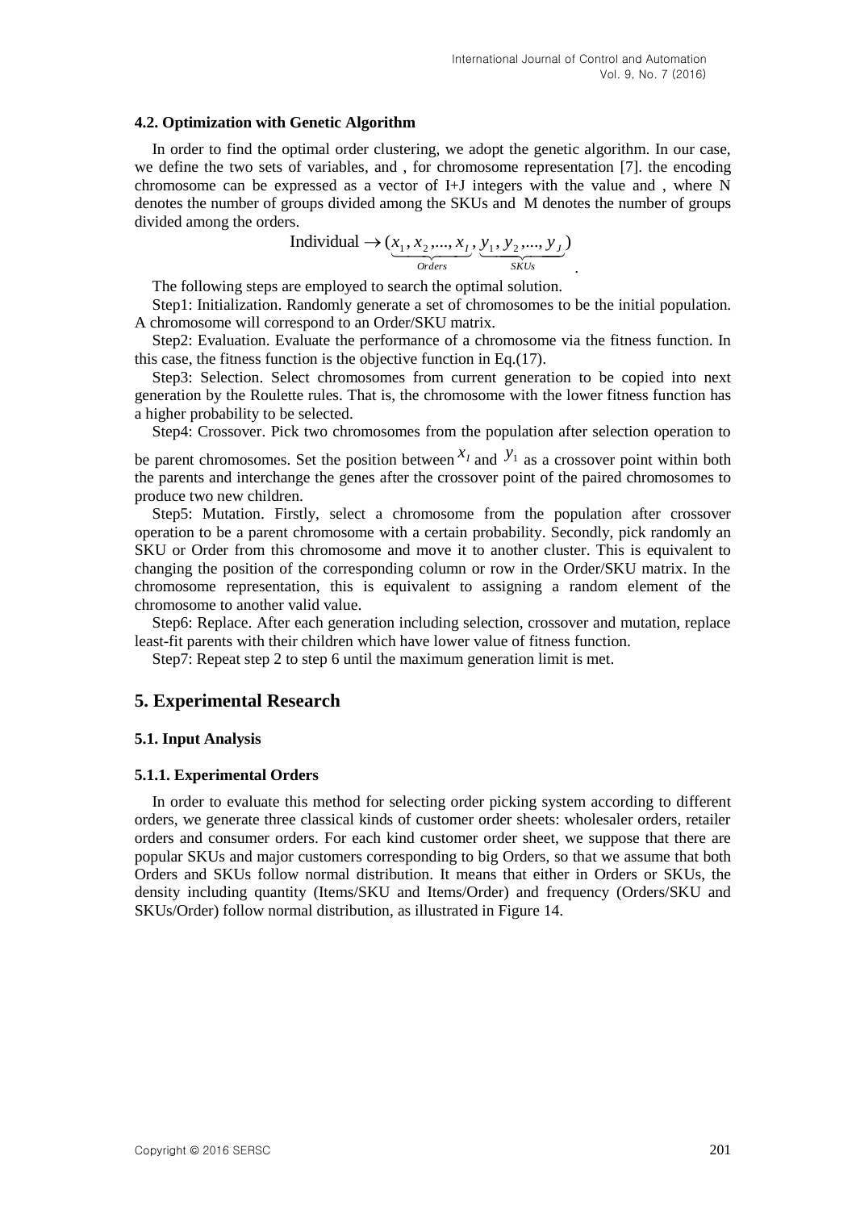### 4.2. Optimization with Genetic Algorithm

In order to find the optimal order clustering, we adopt the genetic algorithm. In our case, we define the two sets of variables, and , for chromosome representation [7]. the encoding chromosome can be expressed as a vector of I+J integers with the value and , where N denotes the number of groups divided among the SKUs and M denotes the number of groups divided among the orders.

$$\text{Individual} \rightarrow (\underbrace{x_1, x_2, ..., x_I}_{Orders}, \underbrace{y_1, y_2, ..., y_J}_{SKUs}).$$

The following steps are employed to search the optimal solution.

Step1: Initialization. Randomly generate a set of chromosomes to be the initial population. A chromosome will correspond to an Order/SKU matrix.

Step2: Evaluation. Evaluate the performance of a chromosome via the fitness function. In this case, the fitness function is the objective function in Eq.(17).

Step3: Selection. Select chromosomes from current generation to be copied into next generation by the Roulette rules. That is, the chromosome with the lower fitness function has a higher probability to be selected.

Step4: Crossover. Pick two chromosomes from the population after selection operation to be parent chromosomes. Set the position between $x_I$ and $y_1$ as a crossover point within both the parents and interchange the genes after the crossover point of the paired chromosomes to produce two new children.

Step5: Mutation. Firstly, select a chromosome from the population after crossover operation to be a parent chromosome with a certain probability. Secondly, pick randomly an SKU or Order from this chromosome and move it to another cluster. This is equivalent to changing the position of the corresponding column or row in the Order/SKU matrix. In the chromosome representation, this is equivalent to assigning a random element of the chromosome to another valid value.

Step6: Replace. After each generation including selection, crossover and mutation, replace least-fit parents with their children which have lower value of fitness function.

Step7: Repeat step 2 to step 6 until the maximum generation limit is met.

## 5. Experimental Research

### 5.1. Input Analysis

#### 5.1.1. Experimental Orders

In order to evaluate this method for selecting order picking system according to different orders, we generate three classical kinds of customer order sheets: wholesaler orders, retailer orders and consumer orders. For each kind customer order sheet, we suppose that there are popular SKUs and major customers corresponding to big Orders, so that we assume that both Orders and SKUs follow normal distribution. It means that either in Orders or SKUs, the density including quantity (Items/SKU and Items/Order) and frequency (Orders/SKU and SKUs/Order) follow normal distribution, as illustrated in Figure 14.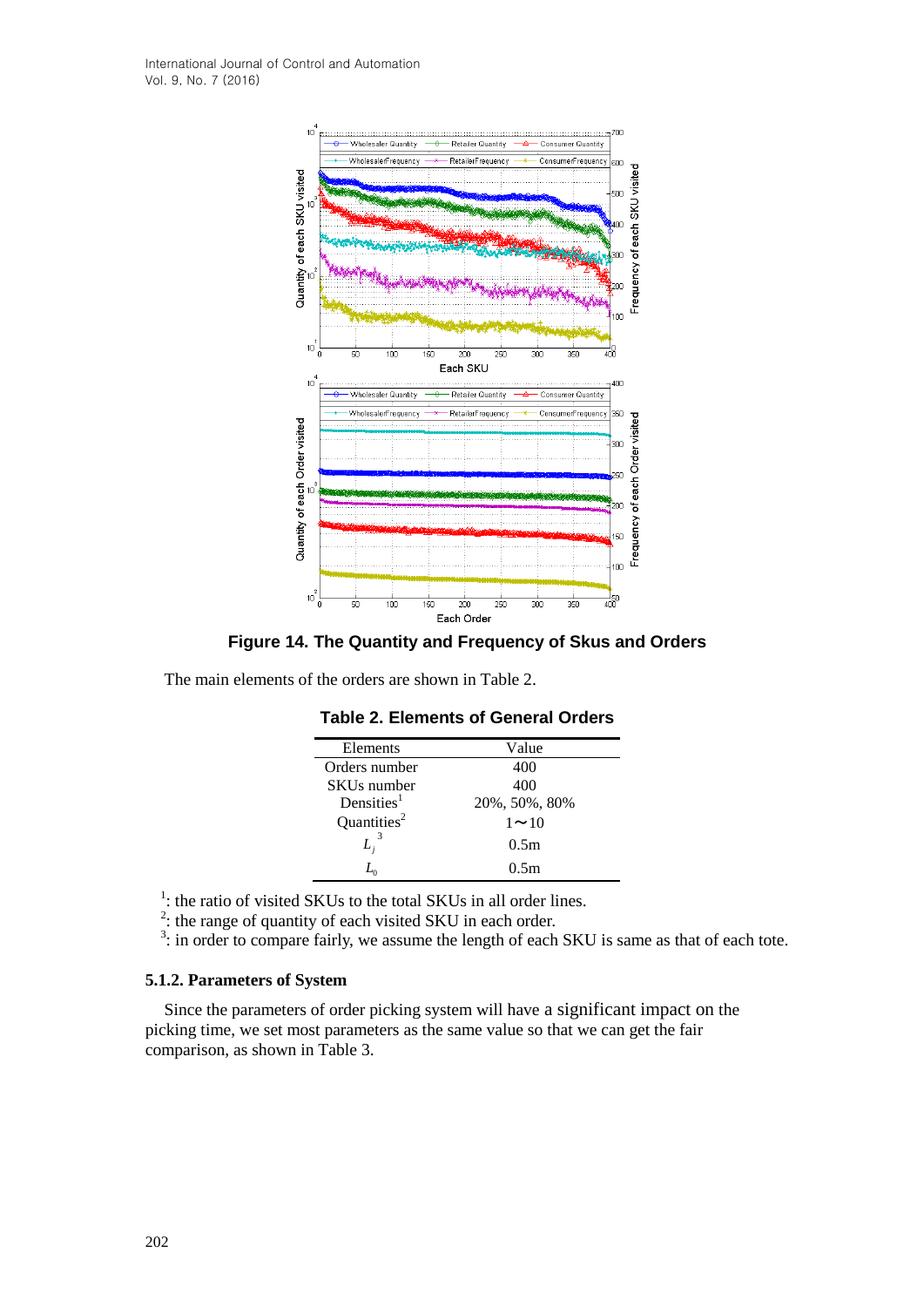**Figure 14. The Quantity and Frequency of Skus and Orders**

The main elements of the orders are shown in Table 2.

**Table 2. Elements of General Orders**

| Elements | Value |
|---|---|
| Orders number | 400 |
| SKUs number | 400 |
| Densities[1] | 20%, 50%, 80% |
| Quantities[2] | 1～10 |
| $L_j$ [3] | 0.5m |
| $L_0$ | 0.5m |

[1]: the ratio of visited SKUs to the total SKUs in all order lines.
[2]: the range of quantity of each visited SKU in each order.
[3]: in order to compare fairly, we assume the length of each SKU is same as that of each tote.

### 5.1.2. Parameters of System

Since the parameters of order picking system will have a significant impact on the picking time, we set most parameters as the same value so that we can get the fair comparison, as shown in Table 3.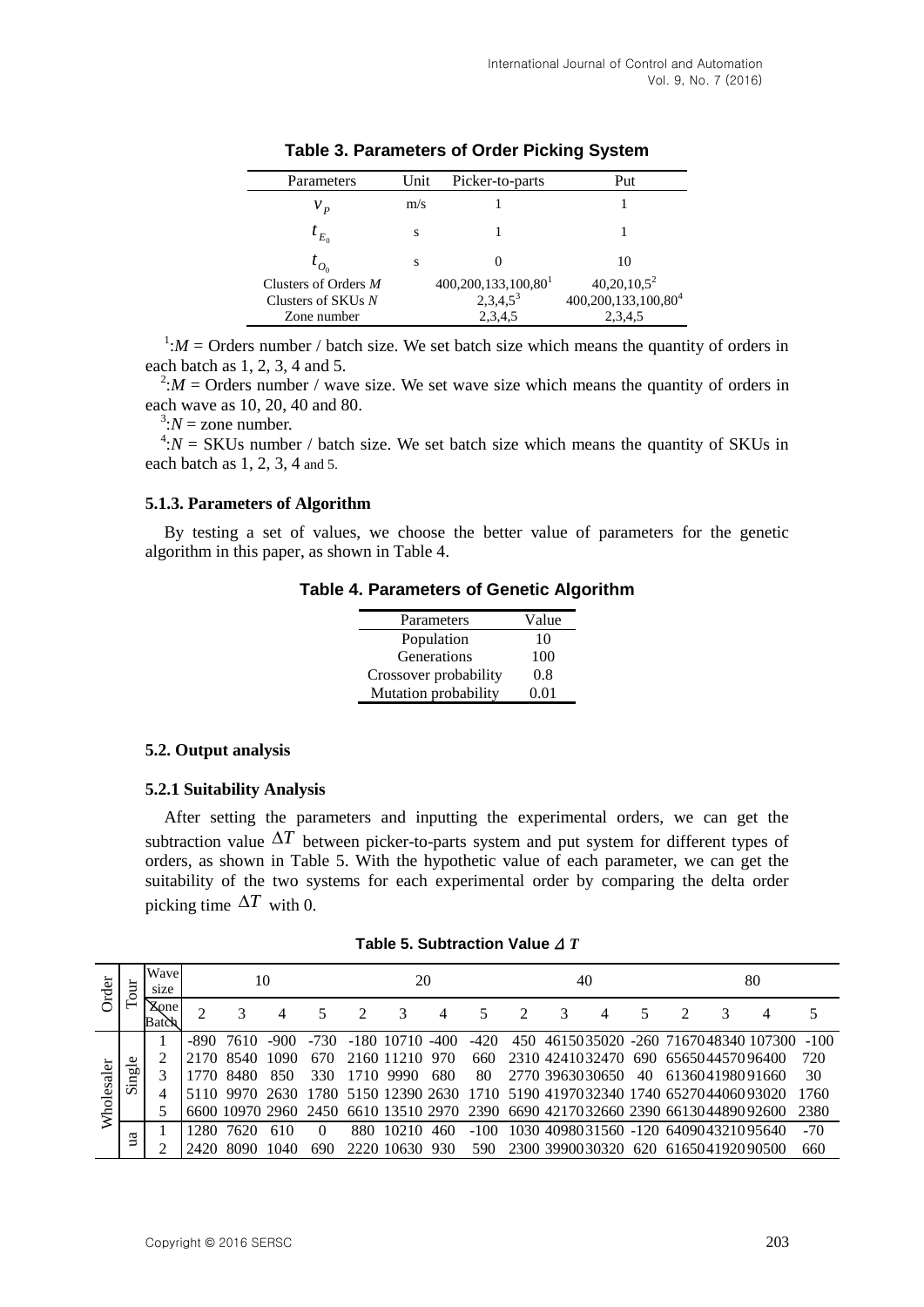**Table 3. Parameters of Order Picking System**

| Parameters | Unit | Picker-to-parts | Put |
|---|---|---|---|
| $v_P$ | m/s | 1 | 1 |
| $t_{E_0}$ | s | 1 | 1 |
| $t_{O_0}$ | s | 0 | 10 |
| Clusters of Orders $M$ | | 400,200,133,100,80[1] | 40,20,10,5[2] |
| Clusters of SKUs $N$ | | 2,3,4,5[3] | 400,200,133,100,80[4] |
| Zone number | | 2,3,4,5 | 2,3,4,5 |

[1]:$M$ = Orders number / batch size. We set batch size which means the quantity of orders in each batch as 1, 2, 3, 4 and 5.

[2]:$M$ = Orders number / wave size. We set wave size which means the quantity of orders in each wave as 10, 20, 40 and 80.

[3]:$N$ = zone number.

[4]:$N$ = SKUs number / batch size. We set batch size which means the quantity of SKUs in each batch as 1, 2, 3, 4 and 5.

### 5.1.3. Parameters of Algorithm

By testing a set of values, we choose the better value of parameters for the genetic algorithm in this paper, as shown in Table 4.

**Table 4. Parameters of Genetic Algorithm**

| Parameters | Value |
|---|---|
| Population | 10 |
| Generations | 100 |
| Crossover probability | 0.8 |
| Mutation probability | 0.01 |

## 5.2. Output analysis

### 5.2.1 Suitability Analysis

After setting the parameters and inputting the experimental orders, we can get the subtraction value $\Delta T$ between picker-to-parts system and put system for different types of orders, as shown in Table 5. With the hypothetic value of each parameter, we can get the suitability of the two systems for each experimental order by comparing the delta order picking time $\Delta T$ with 0.

**Table 5. Subtraction Value $\Delta T$**

| Order | Tour | Wave size | 10 | | | | 20 | | | | 40 | | | | 80 | | | |
|---|---|---|---|---|---|---|---|---|---|---|---|---|---|---|---|---|---|---|
| | | Zone / Batch | 2 | 3 | 4 | 5 | 2 | 3 | 4 | 5 | 2 | 3 | 4 | 5 | 2 | 3 | 4 | 5 |
| Wholesaler | Single | 1 | -890 | 7610 | -900 | -730 | -180 | 10710 | -400 | -420 | 450 | 46150 | 35020 | -260 | 71670 | 48340 | 107300 | -100 |
| | | 2 | 2170 | 8540 | 1090 | 670 | 2160 | 11210 | 970 | 660 | 2310 | 42410 | 32470 | 690 | 65650 | 44570 | 96400 | 720 |
| | | 3 | 1770 | 8480 | 850 | 330 | 1710 | 9990 | 680 | 80 | 2770 | 39630 | 30650 | 40 | 61360 | 41980 | 91660 | 30 |
| | | 4 | 5110 | 9970 | 2630 | 1780 | 5150 | 12390 | 2630 | 1710 | 5190 | 41970 | 32340 | 1740 | 65270 | 44060 | 93020 | 1760 |
| | | 5 | 6600 | 10970 | 2960 | 2450 | 6610 | 13510 | 2970 | 2390 | 6690 | 42170 | 32660 | 2390 | 66130 | 44890 | 92600 | 2380 |
| | ua | 1 | 1280 | 7620 | 610 | 0 | 880 | 10210 | 460 | -100 | 1030 | 40980 | 31560 | -120 | 64090 | 43210 | 95640 | -70 |
| | | 2 | 2420 | 8090 | 1040 | 690 | 2220 | 10630 | 930 | 590 | 2300 | 39900 | 30320 | 620 | 61650 | 41920 | 90500 | 660 |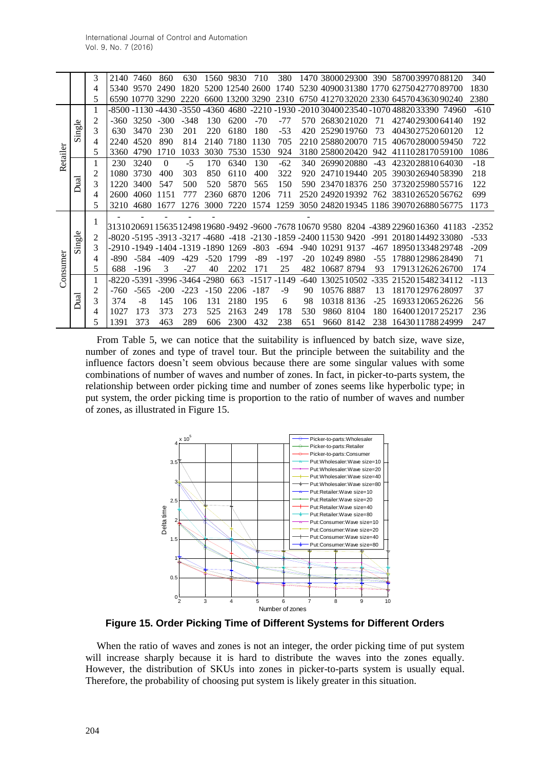| | | | | | | | | | | | | | | | | | | |
|---|---|---|---|---|---|---|---|---|---|---|---|---|---|---|---|---|---|---|
| | | 3 | 2140 | 7460 | 860 | 630 | 1560 | 9830 | 710 | 380 | 1470 | 38000 | 29300 | 390 | 58700 | 39970 | 88120 | 340 |
| | | 4 | 5340 | 9570 | 2490 | 1820 | 5200 | 12540 | 2600 | 1740 | 5230 | 40900 | 31380 | 1770 | 62750 | 42770 | 89700 | 1830 |
| | | 5 | 6590 | 10770 | 3290 | 2220 | 6600 | 13200 | 3290 | 2310 | 6750 | 41270 | 32020 | 2330 | 64570 | 43630 | 90240 | 2380 |
| Retailer | Single | 1 | -8500 | -1130 | -4430 | -3550 | -4360 | 4680 | -2210 | -1930 | -2010 | 30400 | 23540 | -1070 | 48820 | 33390 | 74960 | -610 |
| | | 2 | -360 | 3250 | -300 | -348 | 130 | 6200 | -70 | -77 | 570 | 26830 | 21020 | 71 | 42740 | 29300 | 64140 | 192 |
| | | 3 | 630 | 3470 | 230 | 201 | 220 | 6180 | 180 | -53 | 420 | 25290 | 19760 | 73 | 40430 | 27520 | 60120 | 12 |
| | | 4 | 2240 | 4520 | 890 | 814 | 2140 | 7180 | 1130 | 705 | 2210 | 25880 | 20070 | 715 | 40670 | 28000 | 59450 | 722 |
| | | 5 | 3360 | 4790 | 1710 | 1033 | 3030 | 7530 | 1530 | 924 | 3180 | 25800 | 20420 | 942 | 41110 | 28170 | 59100 | 1086 |
| | Dual | 1 | 230 | 3240 | 0 | -5 | 170 | 6340 | 130 | -62 | 340 | 26990 | 20880 | -43 | 42320 | 28810 | 64030 | -18 |
| | | 2 | 1080 | 3730 | 400 | 303 | 850 | 6110 | 400 | 322 | 920 | 24710 | 19440 | 205 | 39030 | 26940 | 58390 | 218 |
| | | 3 | 1220 | 3400 | 547 | 500 | 520 | 5870 | 565 | 150 | 590 | 23470 | 18376 | 250 | 37320 | 25980 | 55716 | 122 |
| | | 4 | 2600 | 4060 | 1151 | 777 | 2360 | 6870 | 1206 | 711 | 2520 | 24920 | 19392 | 762 | 38310 | 26520 | 56762 | 699 |
| | | 5 | 3210 | 4680 | 1677 | 1276 | 3000 | 7220 | 1574 | 1259 | 3050 | 24820 | 19345 | 1186 | 39070 | 26880 | 56775 | 1173 |
| Consumer | Single | 1 | -31310 | -20691 | -15635 | -12498 | -19680 | -9492 | -9600 | -7678 | -10670 | 9580 | 8204 | -4389 | 22960 | 16360 | 41183 | -2352 |
| | | 2 | -8020 | -5195 | -3913 | -3217 | -4680 | -418 | -2130 | -1859 | -2400 | 11530 | 9420 | -991 | 20180 | 14492 | 33080 | -533 |
| | | 3 | -2910 | -1949 | -1404 | -1319 | -1890 | 1269 | -803 | -694 | -940 | 10291 | 9137 | -467 | 18950 | 13348 | 29748 | -209 |
| | | 4 | -890 | -584 | -409 | -429 | -520 | 1799 | -89 | -197 | -20 | 10249 | 8980 | -55 | 17880 | 12986 | 28490 | 71 |
| | | 5 | 688 | -196 | 3 | -27 | 40 | 2202 | 171 | 25 | 482 | 10687 | 8794 | 93 | 17913 | 12626 | 26700 | 174 |
| | Dual | 1 | -8220 | -5391 | -3996 | -3464 | -2980 | 663 | -1517 | -1149 | -640 | 13025 | 10502 | -335 | 21520 | 15482 | 34112 | -113 |
| | | 2 | -760 | -565 | -200 | -223 | -150 | 2206 | -187 | -9 | 90 | 10576 | 8887 | 13 | 18170 | 12976 | 28097 | 37 |
| | | 3 | 374 | -8 | 145 | 106 | 131 | 2180 | 195 | 6 | 98 | 10318 | 8136 | -25 | 16933 | 12065 | 26226 | 56 |
| | | 4 | 1027 | 173 | 373 | 273 | 525 | 2163 | 249 | 178 | 530 | 9860 | 8104 | 180 | 16400 | 12017 | 25217 | 236 |
| | | 5 | 1391 | 373 | 463 | 289 | 606 | 2300 | 432 | 238 | 651 | 9660 | 8142 | 238 | 16430 | 11788 | 24999 | 247 |

From Table 5, we can notice that the suitability is influenced by batch size, wave size, number of zones and type of travel tour. But the principle between the suitability and the influence factors doesn't seem obvious because there are some singular values with some combinations of number of waves and number of zones. In fact, in picker-to-parts system, the relationship between order picking time and number of zones seems like hyperbolic type; in put system, the order picking time is proportion to the ratio of number of waves and number of zones, as illustrated in Figure 15.

**Figure 15. Order Picking Time of Different Systems for Different Orders**

When the ratio of waves and zones is not an integer, the order picking time of put system will increase sharply because it is hard to distribute the waves into the zones equally. However, the distribution of SKUs into zones in picker-to-parts system is usually equal. Therefore, the probability of choosing put system is likely greater in this situation.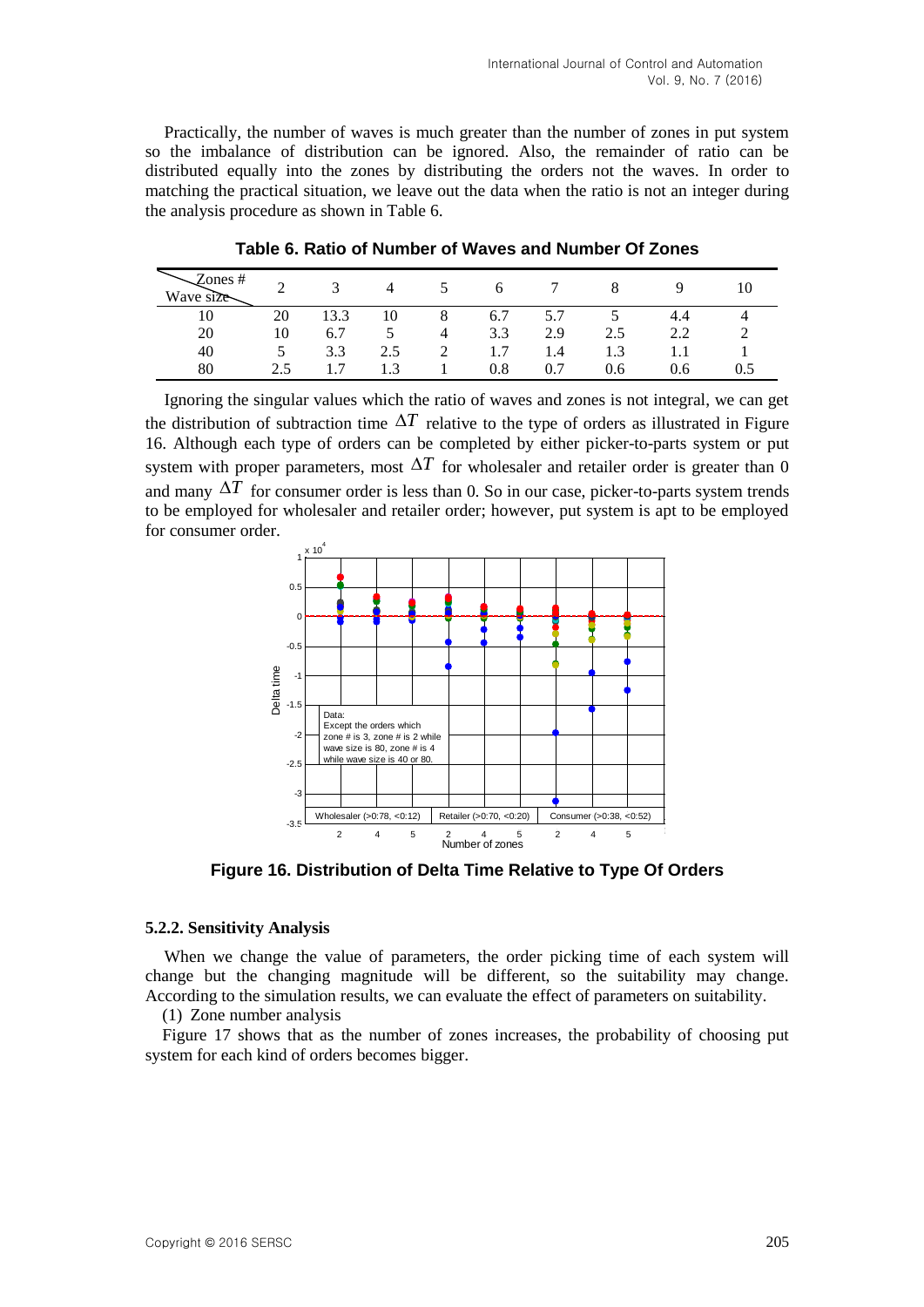Practically, the number of waves is much greater than the number of zones in put system so the imbalance of distribution can be ignored. Also, the remainder of ratio can be distributed equally into the zones by distributing the orders not the waves. In order to matching the practical situation, we leave out the data when the ratio is not an integer during the analysis procedure as shown in Table 6.

**Table 6. Ratio of Number of Waves and Number Of Zones**

| Zones # / Wave size | 2 | 3 | 4 | 5 | 6 | 7 | 8 | 9 | 10 |
|---|---|---|---|---|---|---|---|---|---|
| 10 | 20 | 13.3 | 10 | 8 | 6.7 | 5.7 | 5 | 4.4 | 4 |
| 20 | 10 | 6.7 | 5 | 4 | 3.3 | 2.9 | 2.5 | 2.2 | 2 |
| 40 | 5 | 3.3 | 2.5 | 2 | 1.7 | 1.4 | 1.3 | 1.1 | 1 |
| 80 | 2.5 | 1.7 | 1.3 | 1 | 0.8 | 0.7 | 0.6 | 0.6 | 0.5 |

Ignoring the singular values which the ratio of waves and zones is not integral, we can get the distribution of subtraction time $\Delta T$ relative to the type of orders as illustrated in Figure 16. Although each type of orders can be completed by either picker-to-parts system or put system with proper parameters, most $\Delta T$ for wholesaler and retailer order is greater than 0 and many $\Delta T$ for consumer order is less than 0. So in our case, picker-to-parts system trends to be employed for wholesaler and retailer order; however, put system is apt to be employed for consumer order.

**Figure 16. Distribution of Delta Time Relative to Type Of Orders**

#### 5.2.2. Sensitivity Analysis

When we change the value of parameters, the order picking time of each system will change but the changing magnitude will be different, so the suitability may change. According to the simulation results, we can evaluate the effect of parameters on suitability.

(1) Zone number analysis

Figure 17 shows that as the number of zones increases, the probability of choosing put system for each kind of orders becomes bigger.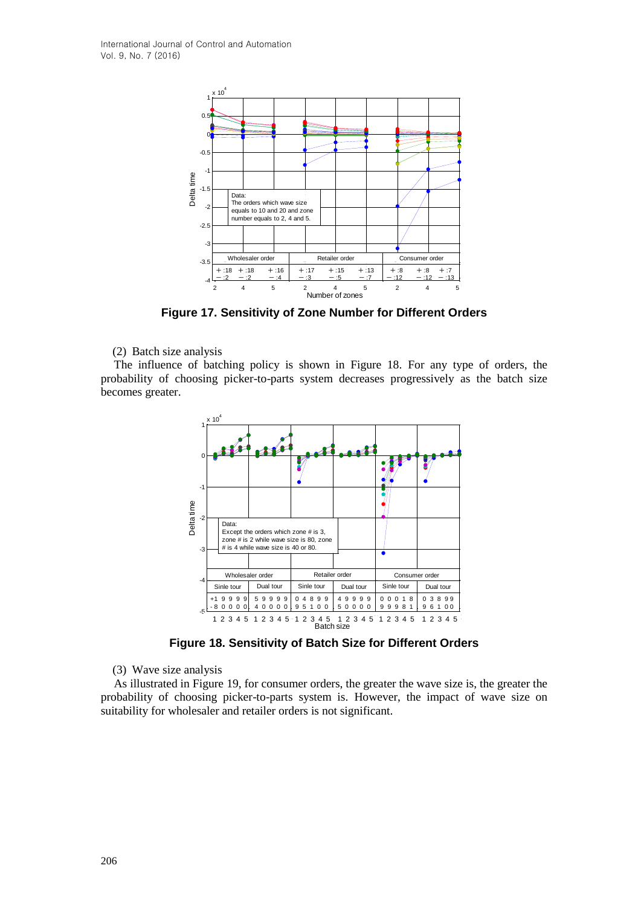**Figure 17. Sensitivity of Zone Number for Different Orders**

(2) Batch size analysis

The influence of batching policy is shown in Figure 18. For any type of orders, the probability of choosing picker-to-parts system decreases progressively as the batch size becomes greater.

**Figure 18. Sensitivity of Batch Size for Different Orders**

(3) Wave size analysis

As illustrated in Figure 19, for consumer orders, the greater the wave size is, the greater the probability of choosing picker-to-parts system is. However, the impact of wave size on suitability for wholesaler and retailer orders is not significant.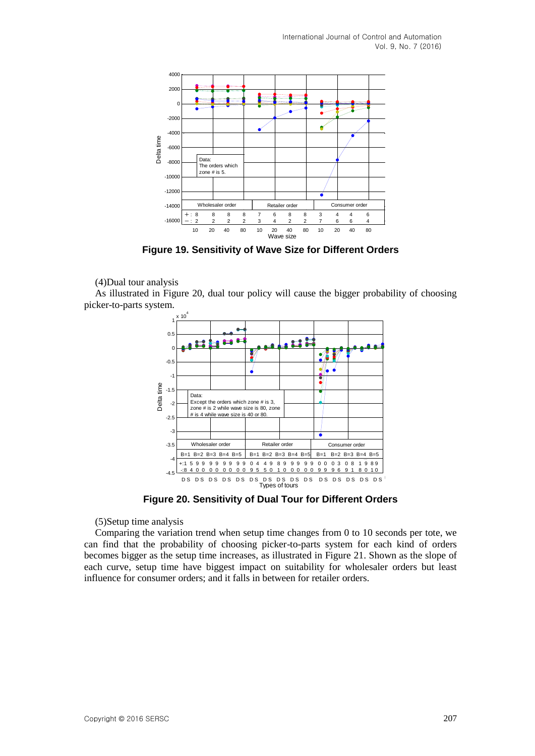**Figure 19. Sensitivity of Wave Size for Different Orders**

(4)Dual tour analysis

As illustrated in Figure 20, dual tour policy will cause the bigger probability of choosing picker-to-parts system.

**Figure 20. Sensitivity of Dual Tour for Different Orders**

(5)Setup time analysis

Comparing the variation trend when setup time changes from 0 to 10 seconds per tote, we can find that the probability of choosing picker-to-parts system for each kind of orders becomes bigger as the setup time increases, as illustrated in Figure 21. Shown as the slope of each curve, setup time have biggest impact on suitability for wholesaler orders but least influence for consumer orders; and it falls in between for retailer orders.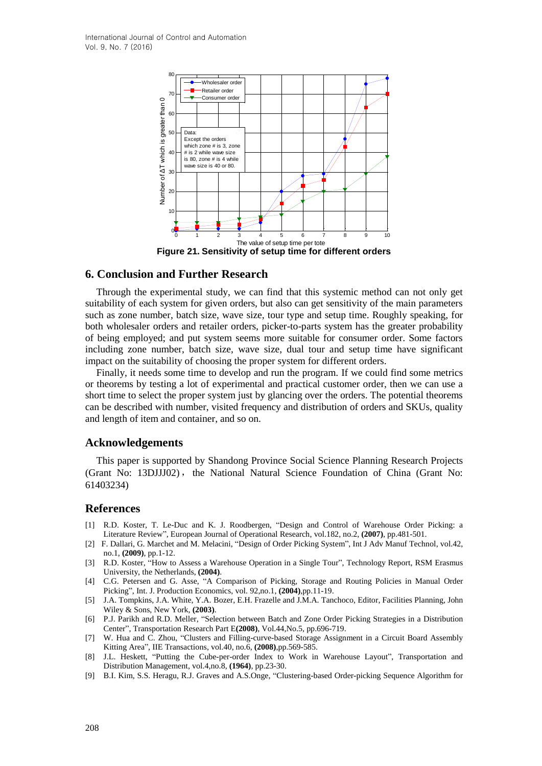Figure 21. Sensitivity of setup time for different orders

## 6. Conclusion and Further Research

Through the experimental study, we can find that this systemic method can not only get suitability of each system for given orders, but also can get sensitivity of the main parameters such as zone number, batch size, wave size, tour type and setup time. Roughly speaking, for both wholesaler orders and retailer orders, picker-to-parts system has the greater probability of being employed; and put system seems more suitable for consumer order. Some factors including zone number, batch size, wave size, dual tour and setup time have significant impact on the suitability of choosing the proper system for different orders.

Finally, it needs some time to develop and run the program. If we could find some metrics or theorems by testing a lot of experimental and practical customer order, then we can use a short time to select the proper system just by glancing over the orders. The potential theorems can be described with number, visited frequency and distribution of orders and SKUs, quality and length of item and container, and so on.

## Acknowledgements

This paper is supported by Shandong Province Social Science Planning Research Projects (Grant No: 13DJJJ02)，the National Natural Science Foundation of China (Grant No: 61403234)

## References

[1] R.D. Koster, T. Le-Duc and K. J. Roodbergen, "Design and Control of Warehouse Order Picking: a Literature Review", European Journal of Operational Research, vol.182, no.2, **(2007)**, pp.481-501.

[2] F. Dallari, G. Marchet and M. Melacini, "Design of Order Picking System", Int J Adv Manuf Technol, vol.42, no.1, **(2009)**, pp.1-12.

[3] R.D. Koster, "How to Assess a Warehouse Operation in a Single Tour", Technology Report, RSM Erasmus University, the Netherlands, **(2004)**.

[4] C.G. Petersen and G. Asse, "A Comparison of Picking, Storage and Routing Policies in Manual Order Picking", Int. J. Production Economics, vol. 92,no.1, **(2004)**,pp.11-19.

[5] J.A. Tompkins, J.A. White, Y.A. Bozer, E.H. Frazelle and J.M.A. Tanchoco, Editor, Facilities Planning, John Wiley & Sons, New York, **(2003)**.

[6] P.J. Parikh and R.D. Meller, "Selection between Batch and Zone Order Picking Strategies in a Distribution Center", Transportation Research Part E**(2008)**, Vol.44,No.5, pp.696-719.

[7] W. Hua and C. Zhou, "Clusters and Filling-curve-based Storage Assignment in a Circuit Board Assembly Kitting Area", IIE Transactions, vol.40, no.6, **(2008)**,pp.569-585.

[8] J.L. Heskett, "Putting the Cube-per-order Index to Work in Warehouse Layout", Transportation and Distribution Management, vol.4,no.8, **(1964)**, pp.23-30.

[9] B.I. Kim, S.S. Heragu, R.J. Graves and A.S.Onge, "Clustering-based Order-picking Sequence Algorithm for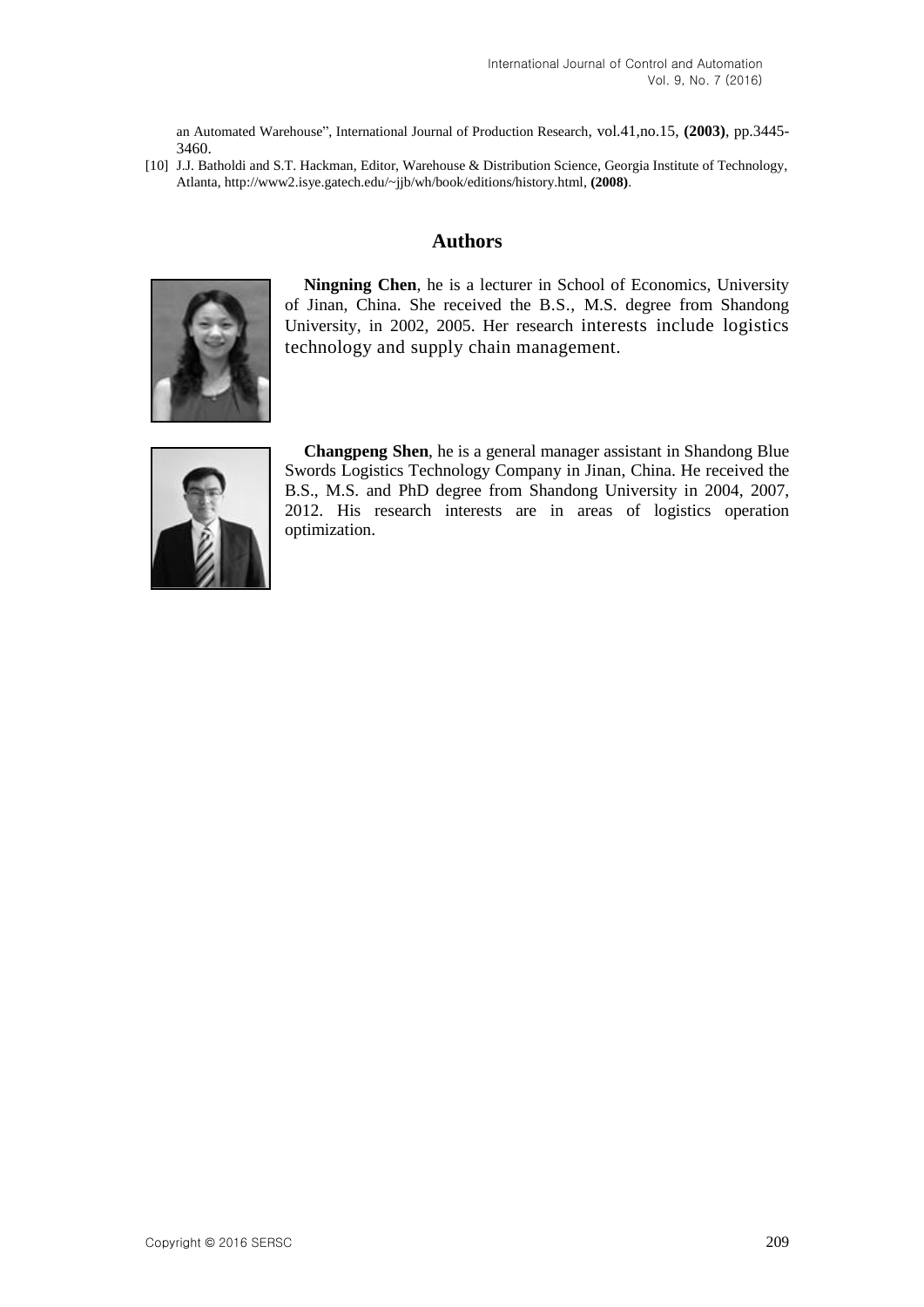an Automated Warehouse", International Journal of Production Research, vol.41,no.15, **(2003)**, pp.3445-3460.

[10] J.J. Batholdi and S.T. Hackman, Editor, Warehouse & Distribution Science, Georgia Institute of Technology, Atlanta, http://www2.isye.gatech.edu/~jjb/wh/book/editions/history.html, **(2008)**.

## Authors

**Ningning Chen**, he is a lecturer in School of Economics, University of Jinan, China. She received the B.S., M.S. degree from Shandong University, in 2002, 2005. Her research interests include logistics technology and supply chain management.

**Changpeng Shen**, he is a general manager assistant in Shandong Blue Swords Logistics Technology Company in Jinan, China. He received the B.S., M.S. and PhD degree from Shandong University in 2004, 2007, 2012. His research interests are in areas of logistics operation optimization.